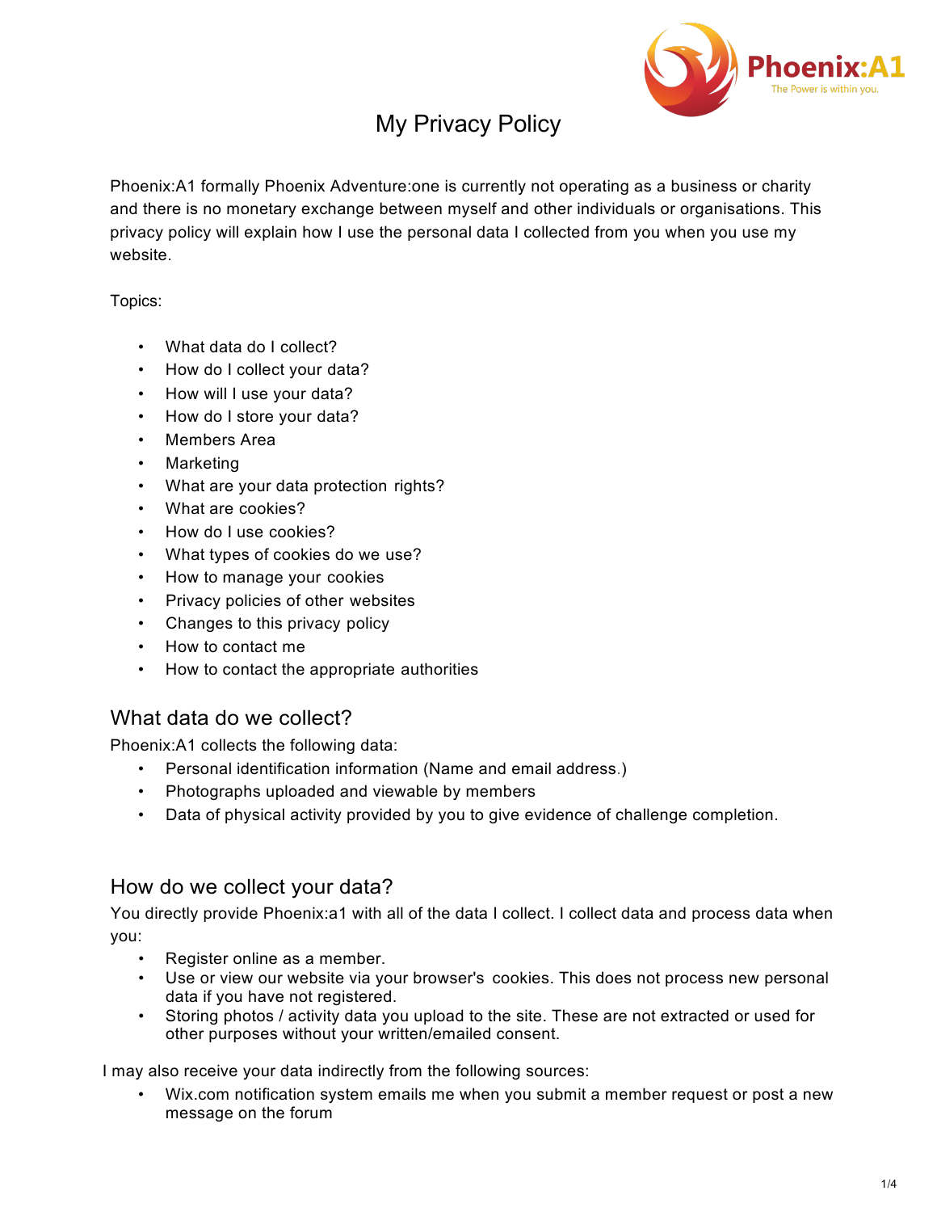# My Privacy Policy

Phoenix:A1 formally Phoenix Adventure:one is currently not operating as a business or charity and there is no monetary exchange between myself and other individuals or organisations. This privacy policy will explain how I use the personal data I collected from you when you use my website.

Topics:

- What data do I collect?
- How do I collect your data?
- How will I use your data?
- How do I store your data?
- Members Area
- Marketing
- What are your data protection rights?
- What are cookies?
- How do I use cookies?
- What types of cookies do we use?
- How to manage your cookies
- Privacy policies of other websites
- Changes to this privacy policy
- How to contact me
- How to contact the appropriate authorities

## What data do we collect?

Phoenix:A1 collects the following data:

- Personal identification information (Name and email address.)
- Photographs uploaded and viewable by members
- Data of physical activity provided by you to give evidence of challenge completion.

## How do we collect your data?

You directly provide Phoenix:a1 with all of the data I collect. I collect data and process data when you:

- Register online as a member.
- Use or view our website via your browser's cookies. This does not process new personal data if you have not registered.
- Storing photos / activity data you upload to the site. These are not extracted or used for other purposes without your written/emailed consent.

I may also receive your data indirectly from the following sources:

- Wix.com notification system emails me when you submit a member request or post a new message on the forum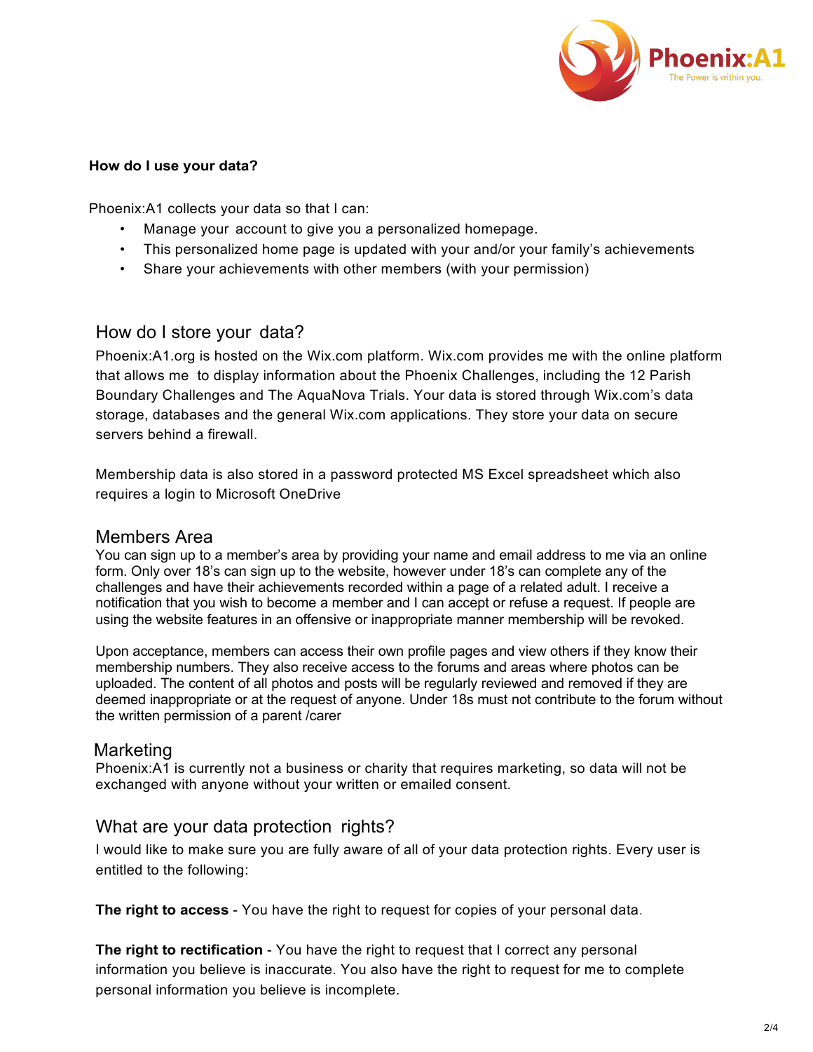**How do I use your data?**

Phoenix:A1 collects your data so that I can:

- Manage your account to give you a personalized homepage.
- This personalized home page is updated with your and/or your family's achievements
- Share your achievements with other members (with your permission)

## How do I store your data?

Phoenix:A1.org is hosted on the Wix.com platform. Wix.com provides me with the online platform that allows me to display information about the Phoenix Challenges, including the 12 Parish Boundary Challenges and The AquaNova Trials. Your data is stored through Wix.com's data storage, databases and the general Wix.com applications. They store your data on secure servers behind a firewall.

Membership data is also stored in a password protected MS Excel spreadsheet which also requires a login to Microsoft OneDrive

## Members Area

You can sign up to a member's area by providing your name and email address to me via an online form. Only over 18's can sign up to the website, however under 18's can complete any of the challenges and have their achievements recorded within a page of a related adult. I receive a notification that you wish to become a member and I can accept or refuse a request. If people are using the website features in an offensive or inappropriate manner membership will be revoked.

Upon acceptance, members can access their own profile pages and view others if they know their membership numbers. They also receive access to the forums and areas where photos can be uploaded. The content of all photos and posts will be regularly reviewed and removed if they are deemed inappropriate or at the request of anyone. Under 18s must not contribute to the forum without the written permission of a parent /carer

## Marketing

Phoenix:A1 is currently not a business or charity that requires marketing, so data will not be exchanged with anyone without your written or emailed consent.

## What are your data protection rights?

I would like to make sure you are fully aware of all of your data protection rights. Every user is entitled to the following:

**The right to access** - You have the right to request for copies of your personal data.

**The right to rectification** - You have the right to request that I correct any personal information you believe is inaccurate. You also have the right to request for me to complete personal information you believe is incomplete.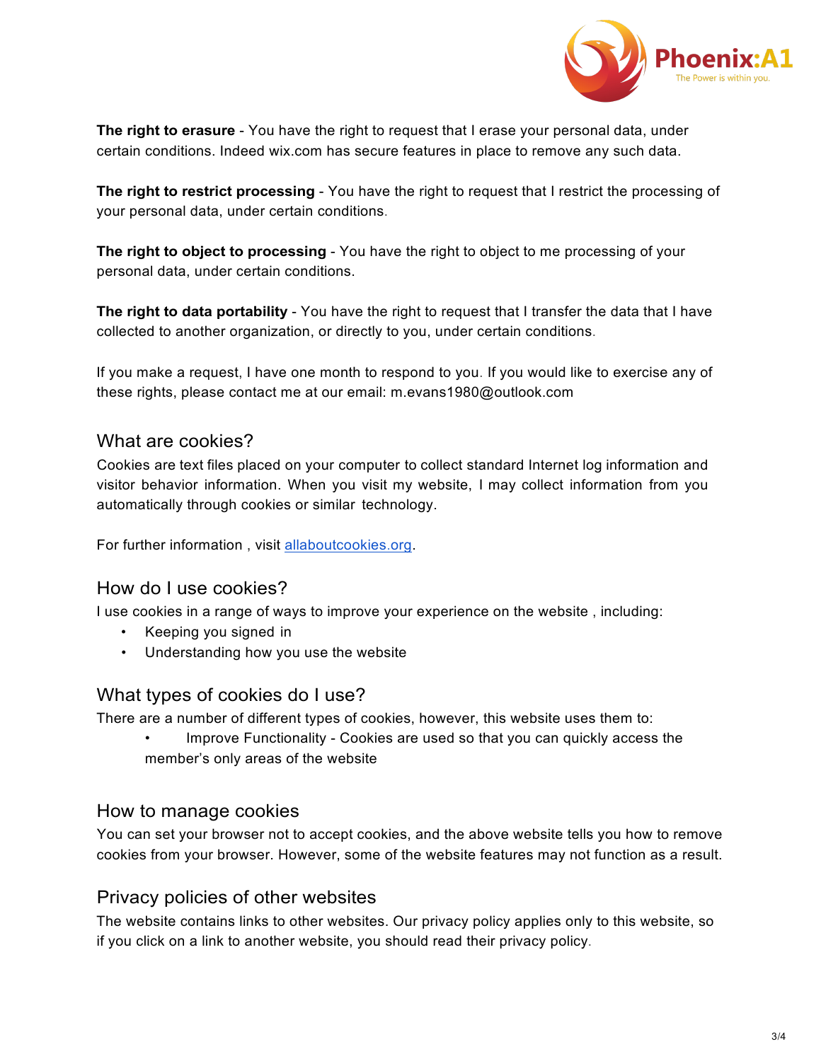**The right to erasure** - You have the right to request that I erase your personal data, under certain conditions. Indeed wix.com has secure features in place to remove any such data.

**The right to restrict processing** - You have the right to request that I restrict the processing of your personal data, under certain conditions.

**The right to object to processing** - You have the right to object to me processing of your personal data, under certain conditions.

**The right to data portability** - You have the right to request that I transfer the data that I have collected to another organization, or directly to you, under certain conditions.

If you make a request, I have one month to respond to you. If you would like to exercise any of these rights, please contact me at our email: m.evans1980@outlook.com

## What are cookies?

Cookies are text files placed on your computer to collect standard Internet log information and visitor behavior information. When you visit my website, I may collect information from you automatically through cookies or similar technology.

For further information , visit [allaboutcookies.org](allaboutcookies.org).

## How do I use cookies?

I use cookies in a range of ways to improve your experience on the website , including:

- Keeping you signed in
- Understanding how you use the website

## What types of cookies do I use?

There are a number of different types of cookies, however, this website uses them to:

- Improve Functionality - Cookies are used so that you can quickly access the member's only areas of the website

## How to manage cookies

You can set your browser not to accept cookies, and the above website tells you how to remove cookies from your browser. However, some of the website features may not function as a result.

## Privacy policies of other websites

The website contains links to other websites. Our privacy policy applies only to this website, so if you click on a link to another website, you should read their privacy policy.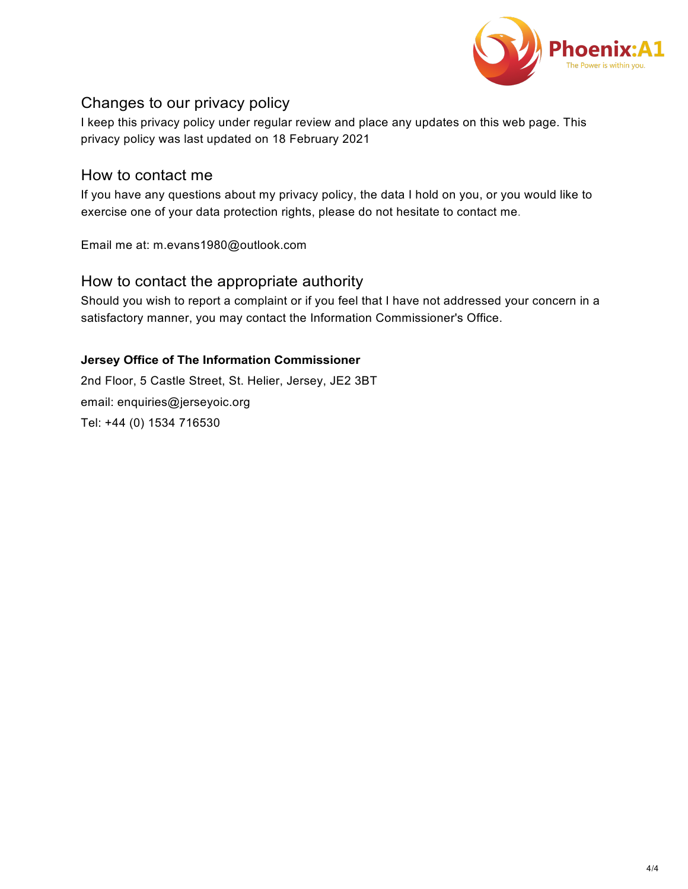## Changes to our privacy policy

I keep this privacy policy under regular review and place any updates on this web page. This privacy policy was last updated on 18 February 2021

## How to contact me

If you have any questions about my privacy policy, the data I hold on you, or you would like to exercise one of your data protection rights, please do not hesitate to contact me.

Email me at: m.evans1980@outlook.com

## How to contact the appropriate authority

Should you wish to report a complaint or if you feel that I have not addressed your concern in a satisfactory manner, you may contact the Information Commissioner's Office.

**Jersey Office of The Information Commissioner**

2nd Floor, 5 Castle Street, St. Helier, Jersey, JE2 3BT

email: enquiries@jerseyoic.org

Tel: +44 (0) 1534 716530